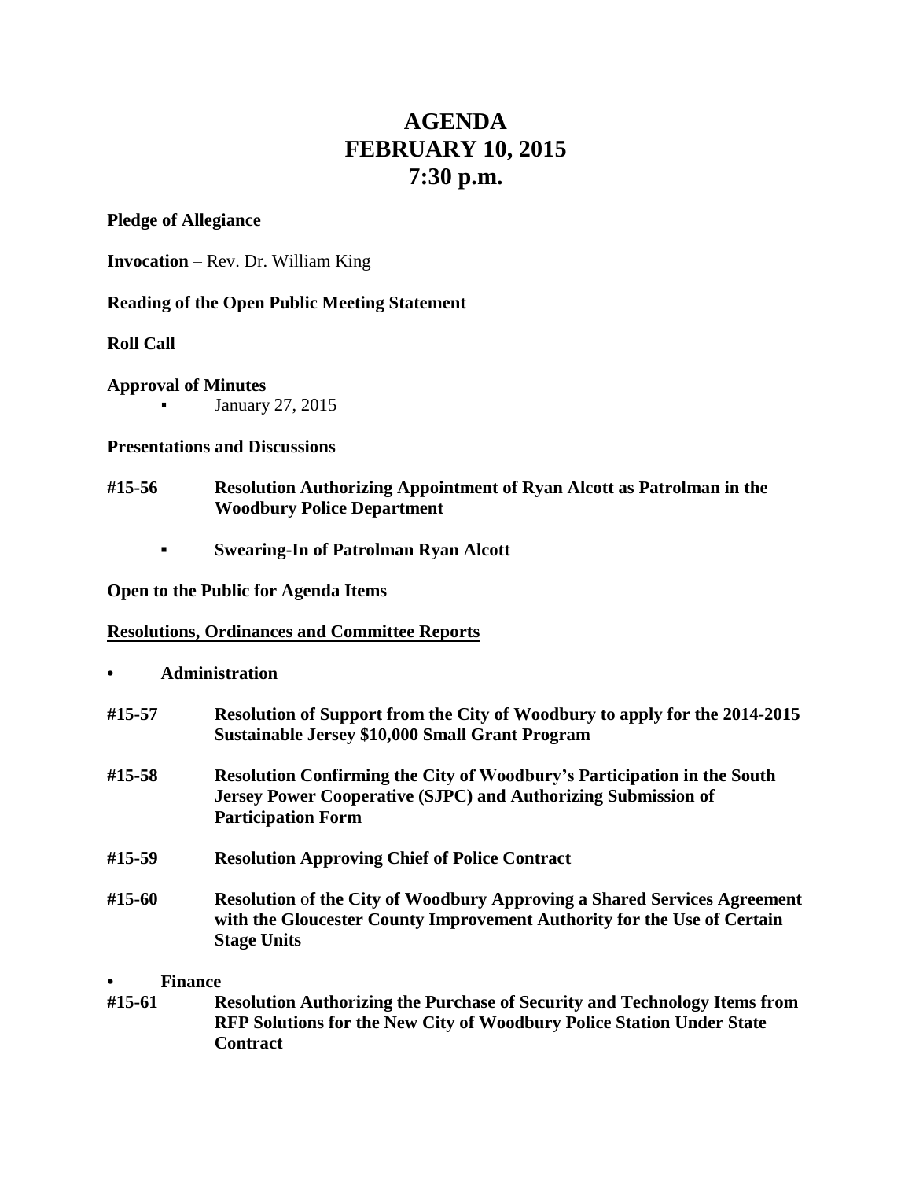# AGENDA
# FEBRUARY 10, 2015
# 7:30 p.m.

**Pledge of Allegiance**

**Invocation** – Rev. Dr. William King

**Reading of the Open Public Meeting Statement**

**Roll Call**

**Approval of Minutes**

- January 27, 2015

**Presentations and Discussions**

**#15-56 Resolution Authorizing Appointment of Ryan Alcott as Patrolman in the Woodbury Police Department**

- **Swearing-In of Patrolman Ryan Alcott**

**Open to the Public for Agenda Items**

**Resolutions, Ordinances and Committee Reports**

- **Administration**

**#15-57 Resolution of Support from the City of Woodbury to apply for the 2014-2015 Sustainable Jersey $10,000 Small Grant Program**

**#15-58 Resolution Confirming the City of Woodbury's Participation in the South Jersey Power Cooperative (SJPC) and Authorizing Submission of Participation Form**

**#15-59 Resolution Approving Chief of Police Contract**

**#15-60 Resolution** of **the City of Woodbury Approving a Shared Services Agreement with the Gloucester County Improvement Authority for the Use of Certain Stage Units**

- **Finance**

**#15-61 Resolution Authorizing the Purchase of Security and Technology Items from RFP Solutions for the New City of Woodbury Police Station Under State Contract**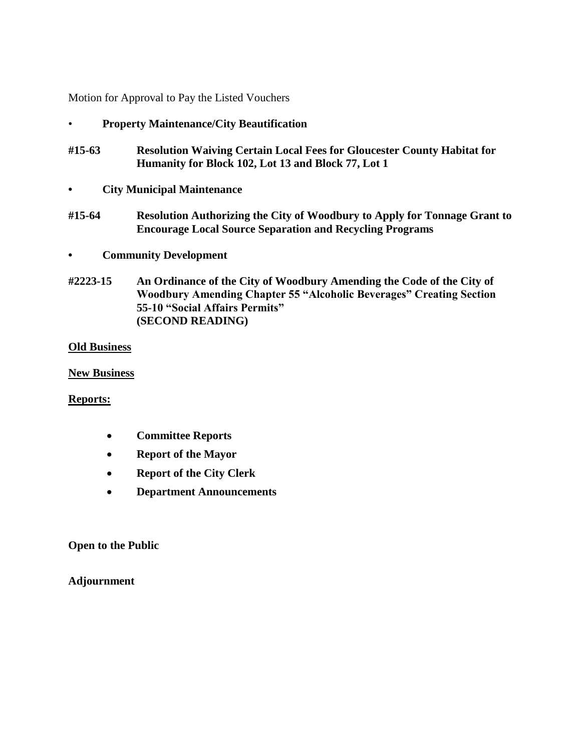Motion for Approval to Pay the Listed Vouchers

- **Property Maintenance/City Beautification**

**#15-63 Resolution Waiving Certain Local Fees for Gloucester County Habitat for Humanity for Block 102, Lot 13 and Block 77, Lot 1**

- **City Municipal Maintenance**

**#15-64 Resolution Authorizing the City of Woodbury to Apply for Tonnage Grant to Encourage Local Source Separation and Recycling Programs**

- **Community Development**

**#2223-15 An Ordinance of the City of Woodbury Amending the Code of the City of Woodbury Amending Chapter 55 "Alcoholic Beverages" Creating Section 55-10 "Social Affairs Permits"**
**(SECOND READING)**

**<u>Old Business</u>**

**<u>New Business</u>**

**<u>Reports:</u>**

- **Committee Reports**
- **Report of the Mayor**
- **Report of the City Clerk**
- **Department Announcements**

**Open to the Public**

**Adjournment**